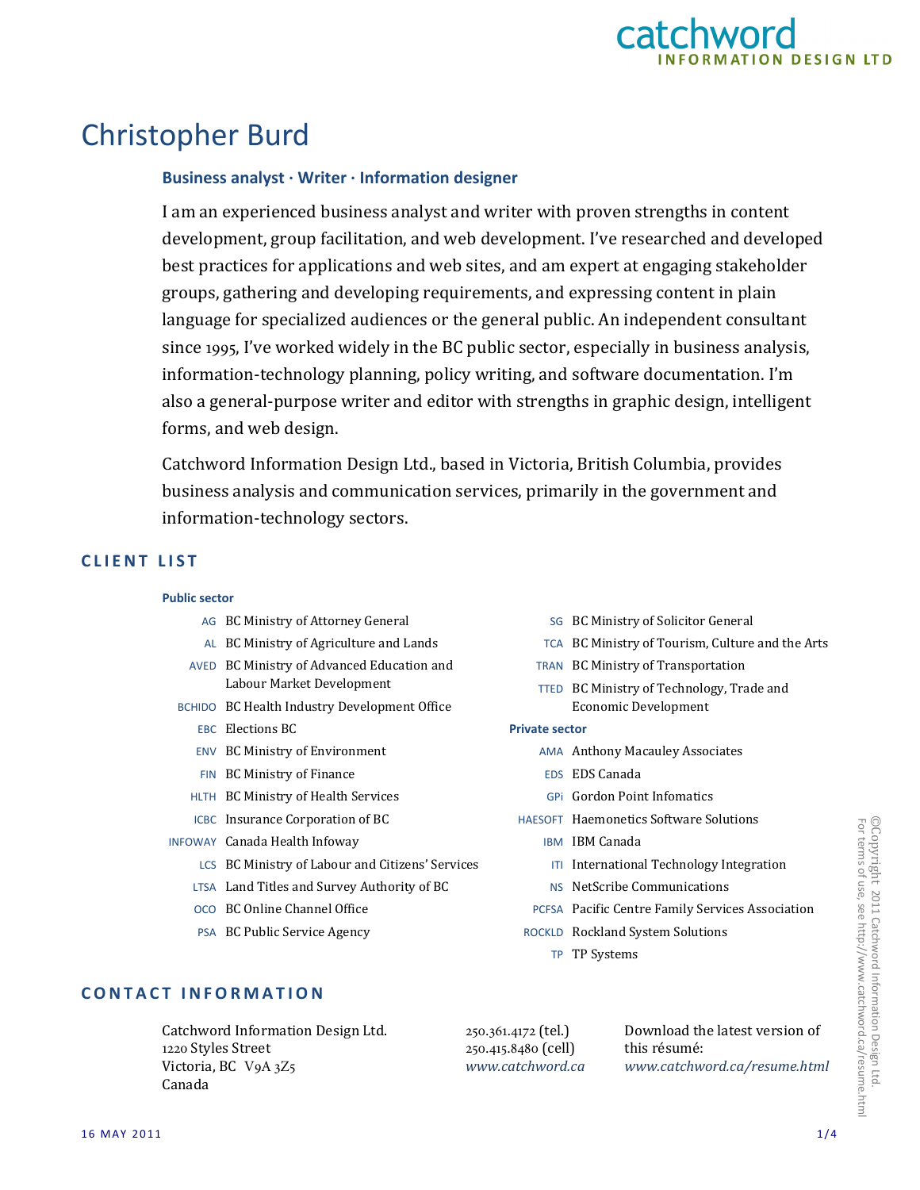catchword
INFORMATION DESIGN LTD

# Christopher Burd

**Business analyst · Writer · Information designer**

I am an experienced business analyst and writer with proven strengths in content development, group facilitation, and web development. I've researched and developed best practices for applications and web sites, and am expert at engaging stakeholder groups, gathering and developing requirements, and expressing content in plain language for specialized audiences or the general public. An independent consultant since 1995, I've worked widely in the BC public sector, especially in business analysis, information-technology planning, policy writing, and software documentation. I'm also a general-purpose writer and editor with strengths in graphic design, intelligent forms, and web design.

Catchword Information Design Ltd., based in Victoria, British Columbia, provides business analysis and communication services, primarily in the government and information-technology sectors.

## CLIENT LIST

**Public sector**

| | |
|---|---|
| AG | BC Ministry of Attorney General |
| AL | BC Ministry of Agriculture and Lands |
| AVED | BC Ministry of Advanced Education and Labour Market Development |
| BCHIDO | BC Health Industry Development Office |
| EBC | Elections BC |
| ENV | BC Ministry of Environment |
| FIN | BC Ministry of Finance |
| HLTH | BC Ministry of Health Services |
| ICBC | Insurance Corporation of BC |
| INFOWAY | Canada Health Infoway |
| LCS | BC Ministry of Labour and Citizens' Services |
| LTSA | Land Titles and Survey Authority of BC |
| OCO | BC Online Channel Office |
| PSA | BC Public Service Agency |
| SG | BC Ministry of Solicitor General |
| TCA | BC Ministry of Tourism, Culture and the Arts |
| TRAN | BC Ministry of Transportation |
| TTED | BC Ministry of Technology, Trade and Economic Development |

**Private sector**

| | |
|---|---|
| AMA | Anthony Macauley Associates |
| EDS | EDS Canada |
| GPi | Gordon Point Infomatics |
| HAESOFT | Haemonetics Software Solutions |
| IBM | IBM Canada |
| ITI | International Technology Integration |
| NS | NetScribe Communications |
| PCFSA | Pacific Centre Family Services Association |
| ROCKLD | Rockland System Solutions |
| TP | TP Systems |

## CONTACT INFORMATION

Catchword Information Design Ltd.
1220 Styles Street
Victoria, BC V9A 3Z5
Canada

250.361.4172 (tel.)
250.415.8480 (cell)
*www.catchword.ca*

Download the latest version of this résumé:
*www.catchword.ca/resume.html*

©Copyright 2011 Catchword Information Design Ltd.
For terms of use, see http://www.catchword.ca/resume.html

16 MAY 2011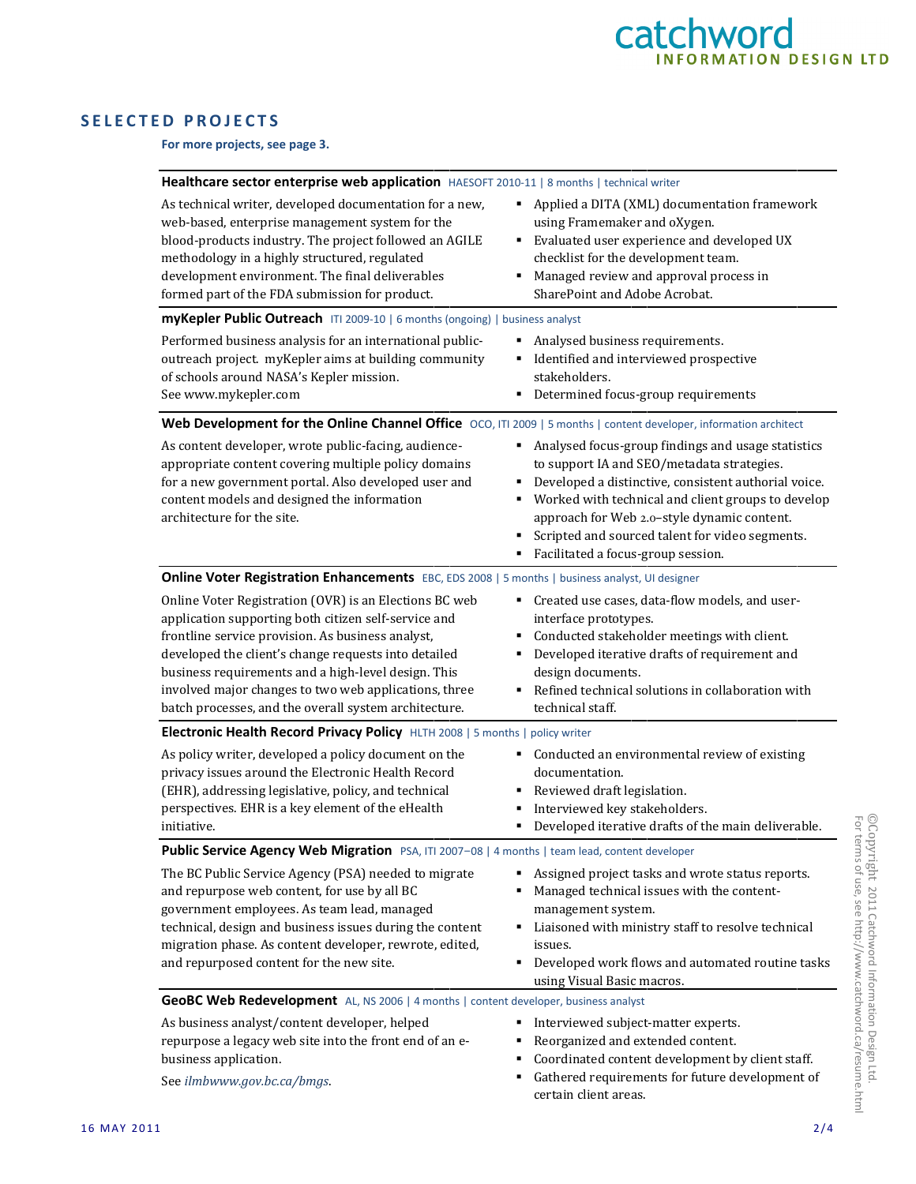## SELECTED PROJECTS

**For more projects, see page 3.**

### Healthcare sector enterprise web application
HAESOFT 2010-11 | 8 months | technical writer

As technical writer, developed documentation for a new, web-based, enterprise management system for the blood-products industry. The project followed an AGILE methodology in a highly structured, regulated development environment. The final deliverables formed part of the FDA submission for product.

- Applied a DITA (XML) documentation framework using Framemaker and oXygen.
- Evaluated user experience and developed UX checklist for the development team.
- Managed review and approval process in SharePoint and Adobe Acrobat.

### myKepler Public Outreach
ITI 2009-10 | 6 months (ongoing) | business analyst

Performed business analysis for an international public-outreach project. myKepler aims at building community of schools around NASA's Kepler mission. See www.mykepler.com

- Analysed business requirements.
- Identified and interviewed prospective stakeholders.
- Determined focus-group requirements

### Web Development for the Online Channel Office
OCO, ITI 2009 | 5 months | content developer, information architect

As content developer, wrote public-facing, audience-appropriate content covering multiple policy domains for a new government portal. Also developed user and content models and designed the information architecture for the site.

- Analysed focus-group findings and usage statistics to support IA and SEO/metadata strategies.
- Developed a distinctive, consistent authorial voice.
- Worked with technical and client groups to develop approach for Web 2.0–style dynamic content.
- Scripted and sourced talent for video segments.
- Facilitated a focus-group session.

### Online Voter Registration Enhancements
EBC, EDS 2008 | 5 months | business analyst, UI designer

Online Voter Registration (OVR) is an Elections BC web application supporting both citizen self-service and frontline service provision. As business analyst, developed the client's change requests into detailed business requirements and a high-level design. This involved major changes to two web applications, three batch processes, and the overall system architecture.

- Created use cases, data-flow models, and user-interface prototypes.
- Conducted stakeholder meetings with client.
- Developed iterative drafts of requirement and design documents.
- Refined technical solutions in collaboration with technical staff.

### Electronic Health Record Privacy Policy
HLTH 2008 | 5 months | policy writer

As policy writer, developed a policy document on the privacy issues around the Electronic Health Record (EHR), addressing legislative, policy, and technical perspectives. EHR is a key element of the eHealth initiative.

- Conducted an environmental review of existing documentation.
- Reviewed draft legislation.
- Interviewed key stakeholders.
- Developed iterative drafts of the main deliverable.

### Public Service Agency Web Migration
PSA, ITI 2007–08 | 4 months | team lead, content developer

The BC Public Service Agency (PSA) needed to migrate and repurpose web content, for use by all BC government employees. As team lead, managed technical, design and business issues during the content migration phase. As content developer, rewrote, edited, and repurposed content for the new site.

- Assigned project tasks and wrote status reports.
- Managed technical issues with the content-management system.
- Liaisoned with ministry staff to resolve technical issues.
- Developed work flows and automated routine tasks using Visual Basic macros.

### GeoBC Web Redevelopment
AL, NS 2006 | 4 months | content developer, business analyst

As business analyst/content developer, helped repurpose a legacy web site into the front end of an e-business application.

See *ilmbwww.gov.bc.ca/bmgs*.

- Interviewed subject-matter experts.
- Reorganized and extended content.
- Coordinated content development by client staff.
- Gathered requirements for future development of certain client areas.

©Copyright 2011 Catchword Information Design Ltd.
For terms of use, see http://www.catchword.ca/resume.html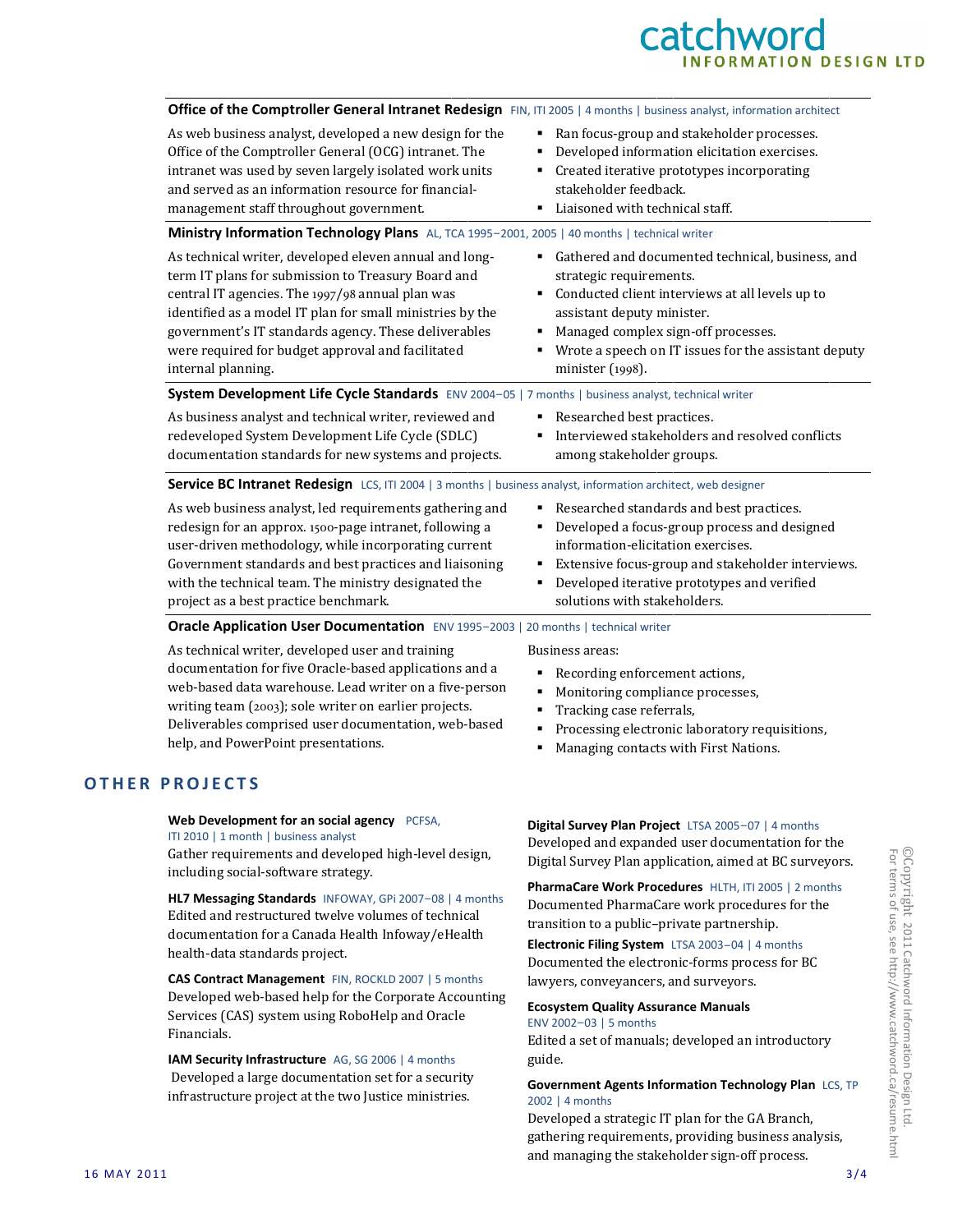### Office of the Comptroller General Intranet Redesign FIN, ITI 2005 | 4 months | business analyst, information architect

As web business analyst, developed a new design for the Office of the Comptroller General (OCG) intranet. The intranet was used by seven largely isolated work units and served as an information resource for financial-management staff throughout government.

- Ran focus-group and stakeholder processes.
- Developed information elicitation exercises.
- Created iterative prototypes incorporating stakeholder feedback.
- Liaisoned with technical staff.

### Ministry Information Technology Plans AL, TCA 1995–2001, 2005 | 40 months | technical writer

As technical writer, developed eleven annual and long-term IT plans for submission to Treasury Board and central IT agencies. The 1997/98 annual plan was identified as a model IT plan for small ministries by the government's IT standards agency. These deliverables were required for budget approval and facilitated internal planning.

- Gathered and documented technical, business, and strategic requirements.
- Conducted client interviews at all levels up to assistant deputy minister.
- Managed complex sign-off processes.
- Wrote a speech on IT issues for the assistant deputy minister (1998).

### System Development Life Cycle Standards ENV 2004–05 | 7 months | business analyst, technical writer

As business analyst and technical writer, reviewed and redeveloped System Development Life Cycle (SDLC) documentation standards for new systems and projects.

- Researched best practices.
- Interviewed stakeholders and resolved conflicts among stakeholder groups.

### Service BC Intranet Redesign LCS, ITI 2004 | 3 months | business analyst, information architect, web designer

As web business analyst, led requirements gathering and redesign for an approx. 1500-page intranet, following a user-driven methodology, while incorporating current Government standards and best practices and liaisoning with the technical team. The ministry designated the project as a best practice benchmark.

- Researched standards and best practices.
- Developed a focus-group process and designed information-elicitation exercises.
- Extensive focus-group and stakeholder interviews.
- Developed iterative prototypes and verified solutions with stakeholders.

### Oracle Application User Documentation ENV 1995–2003 | 20 months | technical writer

As technical writer, developed user and training documentation for five Oracle-based applications and a web-based data warehouse. Lead writer on a five-person writing team (2003); sole writer on earlier projects. Deliverables comprised user documentation, web-based help, and PowerPoint presentations.

Business areas:

- Recording enforcement actions,
- Monitoring compliance processes,
- Tracking case referrals,
- Processing electronic laboratory requisitions,
- Managing contacts with First Nations.

## OTHER PROJECTS

**Web Development for an social agency** PCFSA, ITI 2010 | 1 month | business analyst
Gather requirements and developed high-level design, including social-software strategy.

**HL7 Messaging Standards** INFOWAY, GPi 2007–08 | 4 months
Edited and restructured twelve volumes of technical documentation for a Canada Health Infoway/eHealth health-data standards project.

**CAS Contract Management** FIN, ROCKLD 2007 | 5 months
Developed web-based help for the Corporate Accounting Services (CAS) system using RoboHelp and Oracle Financials.

**IAM Security Infrastructure** AG, SG 2006 | 4 months
Developed a large documentation set for a security infrastructure project at the two Justice ministries.

**Digital Survey Plan Project** LTSA 2005–07 | 4 months
Developed and expanded user documentation for the Digital Survey Plan application, aimed at BC surveyors.

**PharmaCare Work Procedures** HLTH, ITI 2005 | 2 months
Documented PharmaCare work procedures for the transition to a public–private partnership.

**Electronic Filing System** LTSA 2003–04 | 4 months
Documented the electronic-forms process for BC lawyers, conveyancers, and surveyors.

**Ecosystem Quality Assurance Manuals** ENV 2002–03 | 5 months
Edited a set of manuals; developed an introductory guide.

**Government Agents Information Technology Plan** LCS, TP 2002 | 4 months
Developed a strategic IT plan for the GA Branch, gathering requirements, providing business analysis, and managing the stakeholder sign-off process.

©Copyright 2011 Catchword Information Design Ltd.
For terms of use, see http://www.catchword.ca/resume.html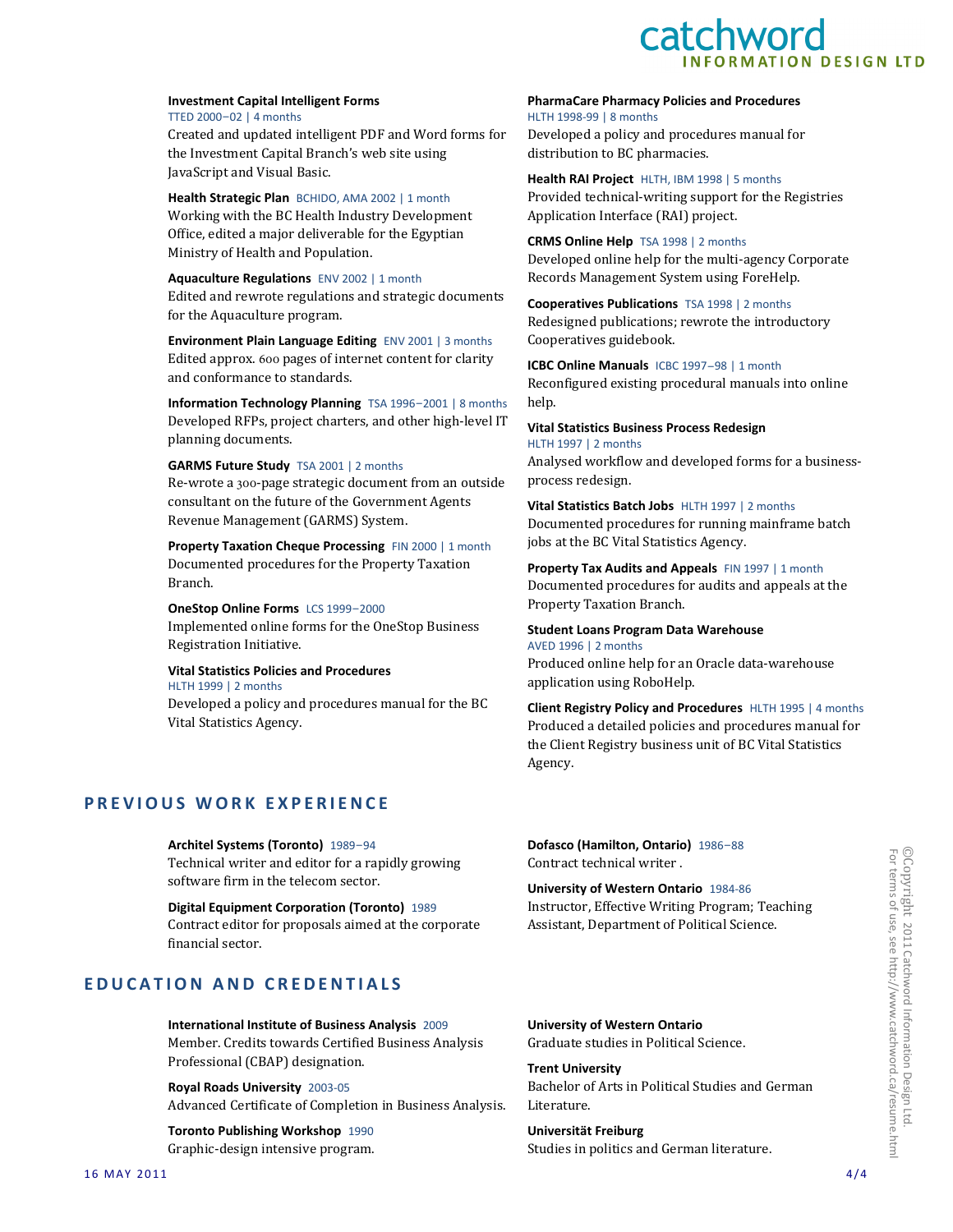**Investment Capital Intelligent Forms**
TTED 2000–02 | 4 months
Created and updated intelligent PDF and Word forms for the Investment Capital Branch's web site using JavaScript and Visual Basic.

**Health Strategic Plan** BCHIDO, AMA 2002 | 1 month
Working with the BC Health Industry Development Office, edited a major deliverable for the Egyptian Ministry of Health and Population.

**Aquaculture Regulations** ENV 2002 | 1 month
Edited and rewrote regulations and strategic documents for the Aquaculture program.

**Environment Plain Language Editing** ENV 2001 | 3 months
Edited approx. 600 pages of internet content for clarity and conformance to standards.

**Information Technology Planning** TSA 1996–2001 | 8 months
Developed RFPs, project charters, and other high-level IT planning documents.

**GARMS Future Study** TSA 2001 | 2 months
Re-wrote a 300-page strategic document from an outside consultant on the future of the Government Agents Revenue Management (GARMS) System.

**Property Taxation Cheque Processing** FIN 2000 | 1 month
Documented procedures for the Property Taxation Branch.

**OneStop Online Forms** LCS 1999–2000
Implemented online forms for the OneStop Business Registration Initiative.

**Vital Statistics Policies and Procedures**
HLTH 1999 | 2 months
Developed a policy and procedures manual for the BC Vital Statistics Agency.

**PharmaCare Pharmacy Policies and Procedures**
HLTH 1998-99 | 8 months
Developed a policy and procedures manual for distribution to BC pharmacies.

**Health RAI Project** HLTH, IBM 1998 | 5 months
Provided technical-writing support for the Registries Application Interface (RAI) project.

**CRMS Online Help** TSA 1998 | 2 months
Developed online help for the multi-agency Corporate Records Management System using ForeHelp.

**Cooperatives Publications** TSA 1998 | 2 months
Redesigned publications; rewrote the introductory Cooperatives guidebook.

**ICBC Online Manuals** ICBC 1997–98 | 1 month
Reconfigured existing procedural manuals into online help.

**Vital Statistics Business Process Redesign**
HLTH 1997 | 2 months
Analysed workflow and developed forms for a business-process redesign.

**Vital Statistics Batch Jobs** HLTH 1997 | 2 months
Documented procedures for running mainframe batch jobs at the BC Vital Statistics Agency.

**Property Tax Audits and Appeals** FIN 1997 | 1 month
Documented procedures for audits and appeals at the Property Taxation Branch.

**Student Loans Program Data Warehouse**
AVED 1996 | 2 months
Produced online help for an Oracle data-warehouse application using RoboHelp.

**Client Registry Policy and Procedures** HLTH 1995 | 4 months
Produced a detailed policies and procedures manual for the Client Registry business unit of BC Vital Statistics Agency.

## PREVIOUS WORK EXPERIENCE

**Architel Systems (Toronto)** 1989–94
Technical writer and editor for a rapidly growing software firm in the telecom sector.

**Digital Equipment Corporation (Toronto)** 1989
Contract editor for proposals aimed at the corporate financial sector.

**Dofasco (Hamilton, Ontario)** 1986–88
Contract technical writer .

**University of Western Ontario** 1984-86
Instructor, Effective Writing Program; Teaching Assistant, Department of Political Science.

## EDUCATION AND CREDENTIALS

**International Institute of Business Analysis** 2009
Member. Credits towards Certified Business Analysis Professional (CBAP) designation.

**Royal Roads University** 2003-05
Advanced Certificate of Completion in Business Analysis.

**Toronto Publishing Workshop** 1990
Graphic-design intensive program.

**University of Western Ontario**
Graduate studies in Political Science.

**Trent University**
Bachelor of Arts in Political Studies and German Literature.

**Universität Freiburg**
Studies in politics and German literature.

©Copyright 2011 Catchword Information Design Ltd.
For terms of use, see http://www.catchword.ca/resume.html